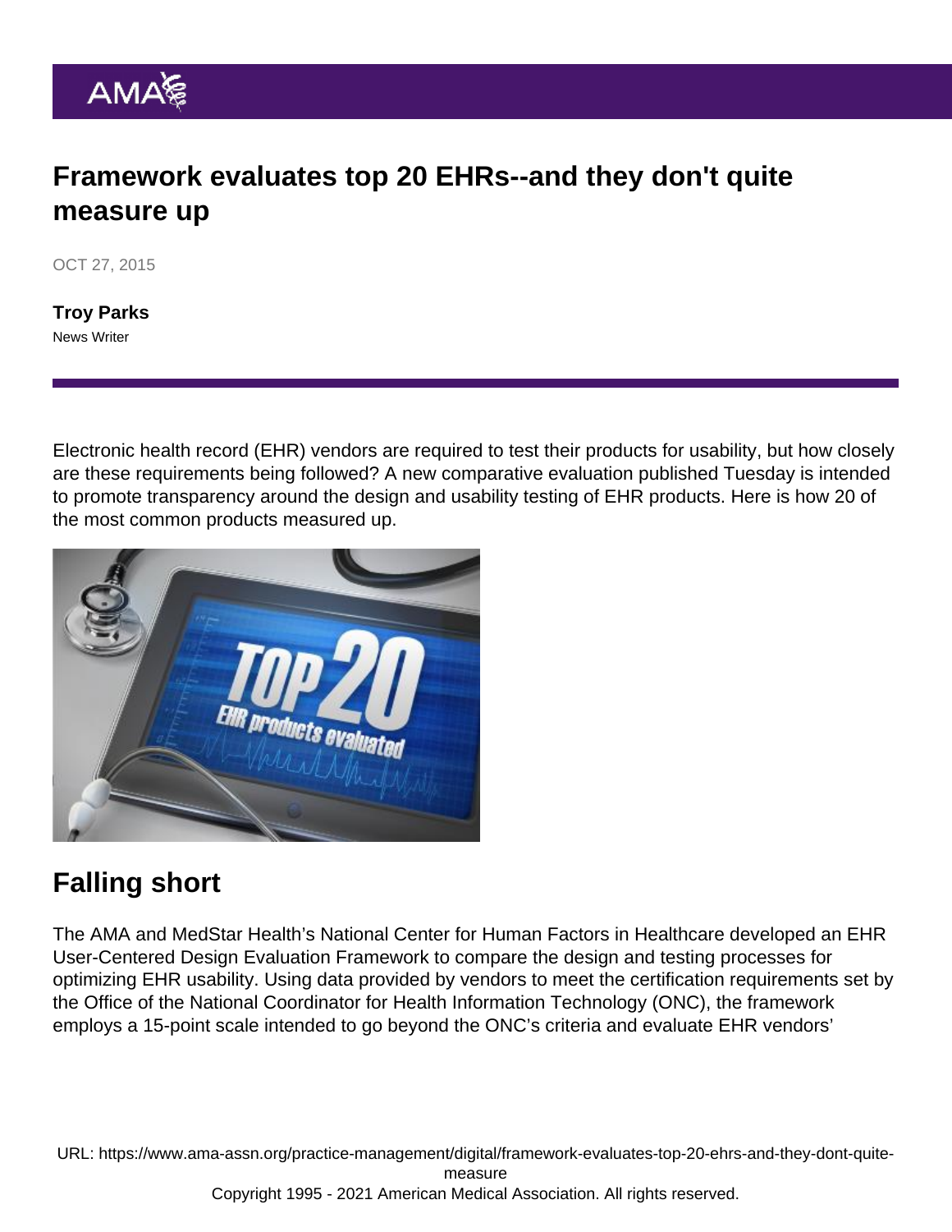# Framework evaluates top 20 EHRs--and they don't quite measure up

OCT 27, 2015

**Troy Parks**
News Writer

Electronic health record (EHR) vendors are required to test their products for usability, but how closely are these requirements being followed? A new comparative evaluation published Tuesday is intended to promote transparency around the design and usability testing of EHR products. Here is how 20 of the most common products measured up.

## Falling short

The AMA and MedStar Health's National Center for Human Factors in Healthcare developed an EHR User-Centered Design Evaluation Framework to compare the design and testing processes for optimizing EHR usability. Using data provided by vendors to meet the certification requirements set by the Office of the National Coordinator for Health Information Technology (ONC), the framework employs a 15-point scale intended to go beyond the ONC's criteria and evaluate EHR vendors'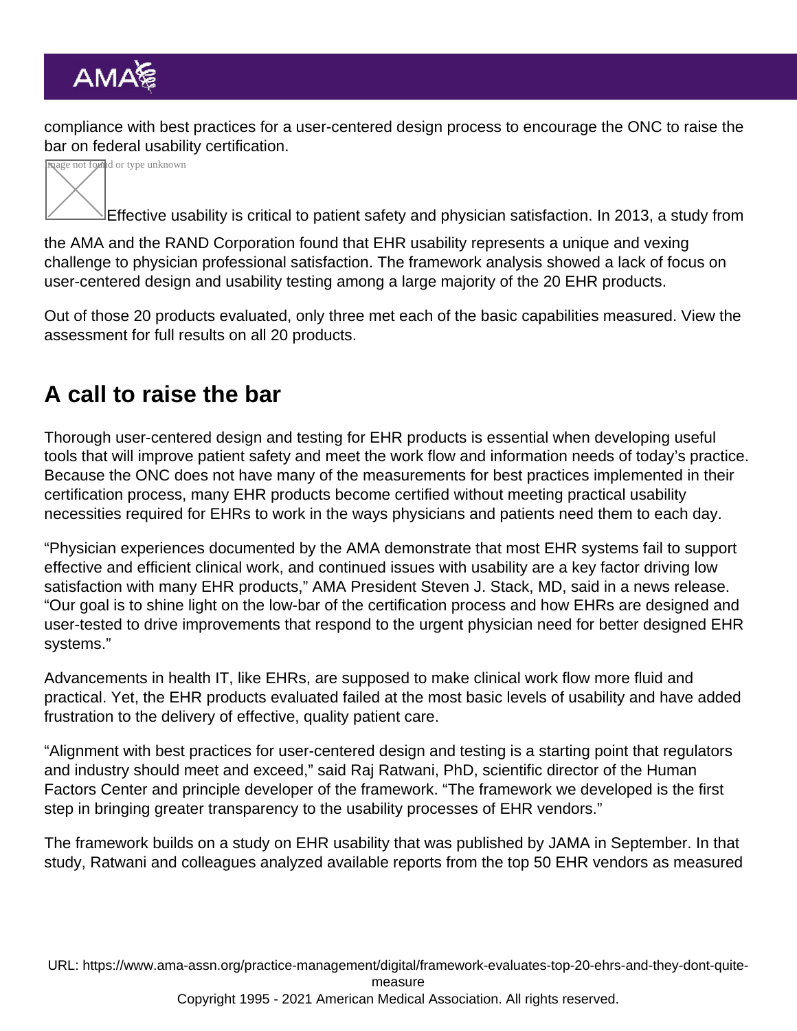compliance with best practices for a user-centered design process to encourage the ONC to raise the bar on federal usability certification.

Effective usability is critical to patient safety and physician satisfaction. In 2013, a study from the AMA and the RAND Corporation found that EHR usability represents a unique and vexing challenge to physician professional satisfaction. The framework analysis showed a lack of focus on user-centered design and usability testing among a large majority of the 20 EHR products.

Out of those 20 products evaluated, only three met each of the basic capabilities measured. View the assessment for full results on all 20 products.

## A call to raise the bar

Thorough user-centered design and testing for EHR products is essential when developing useful tools that will improve patient safety and meet the work flow and information needs of today's practice. Because the ONC does not have many of the measurements for best practices implemented in their certification process, many EHR products become certified without meeting practical usability necessities required for EHRs to work in the ways physicians and patients need them to each day.

"Physician experiences documented by the AMA demonstrate that most EHR systems fail to support effective and efficient clinical work, and continued issues with usability are a key factor driving low satisfaction with many EHR products," AMA President Steven J. Stack, MD, said in a news release. "Our goal is to shine light on the low-bar of the certification process and how EHRs are designed and user-tested to drive improvements that respond to the urgent physician need for better designed EHR systems."

Advancements in health IT, like EHRs, are supposed to make clinical work flow more fluid and practical. Yet, the EHR products evaluated failed at the most basic levels of usability and have added frustration to the delivery of effective, quality patient care.

"Alignment with best practices for user-centered design and testing is a starting point that regulators and industry should meet and exceed," said Raj Ratwani, PhD, scientific director of the Human Factors Center and principle developer of the framework. "The framework we developed is the first step in bringing greater transparency to the usability processes of EHR vendors."

The framework builds on a study on EHR usability that was published by JAMA in September. In that study, Ratwani and colleagues analyzed available reports from the top 50 EHR vendors as measured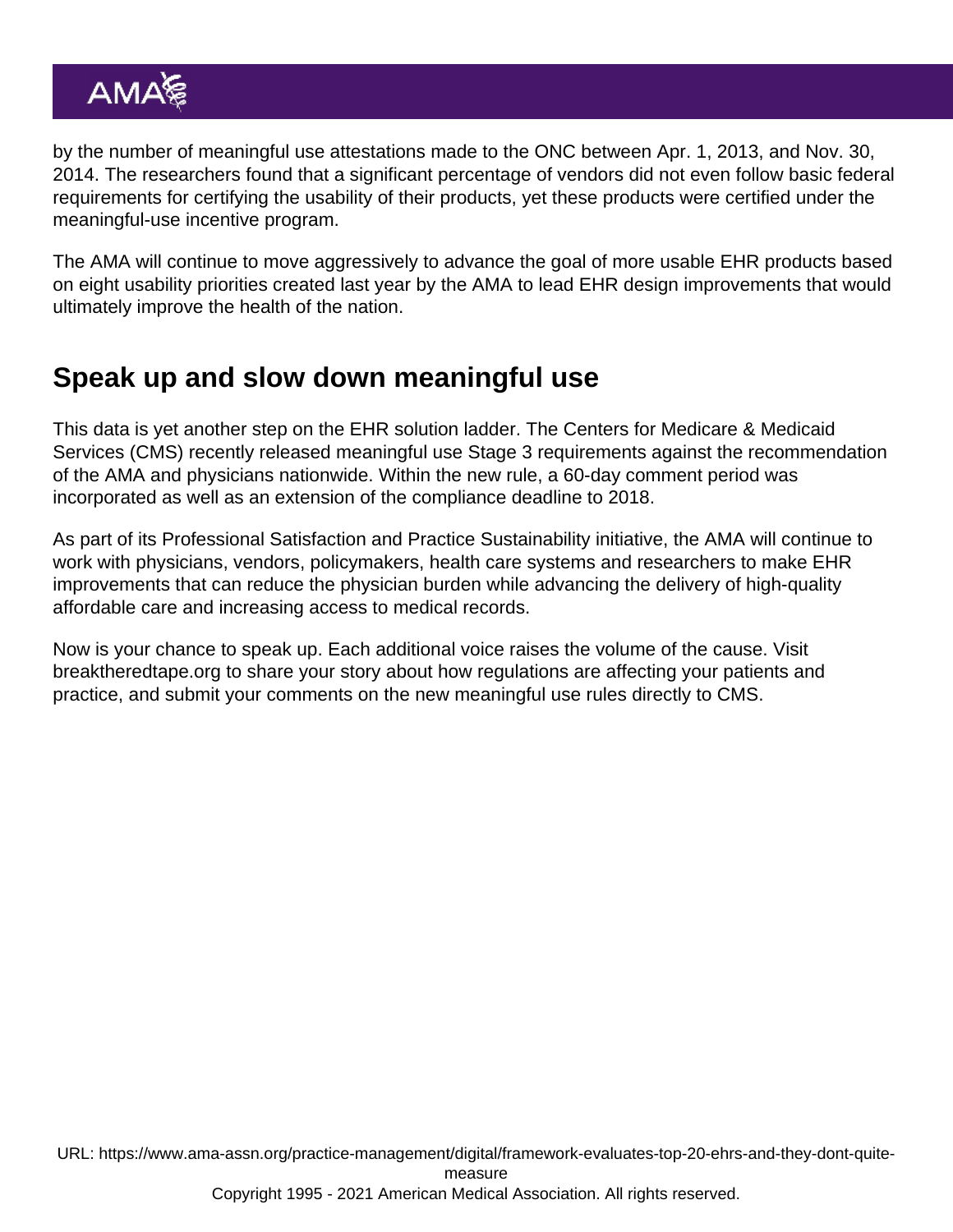by the number of meaningful use attestations made to the ONC between Apr. 1, 2013, and Nov. 30, 2014. The researchers found that a significant percentage of vendors did not even follow basic federal requirements for certifying the usability of their products, yet these products were certified under the meaningful-use incentive program.

The AMA will continue to move aggressively to advance the goal of more usable EHR products based on eight usability priorities created last year by the AMA to lead EHR design improvements that would ultimately improve the health of the nation.

## Speak up and slow down meaningful use

This data is yet another step on the EHR solution ladder. The Centers for Medicare & Medicaid Services (CMS) recently released meaningful use Stage 3 requirements against the recommendation of the AMA and physicians nationwide. Within the new rule, a 60-day comment period was incorporated as well as an extension of the compliance deadline to 2018.

As part of its Professional Satisfaction and Practice Sustainability initiative, the AMA will continue to work with physicians, vendors, policymakers, health care systems and researchers to make EHR improvements that can reduce the physician burden while advancing the delivery of high-quality affordable care and increasing access to medical records.

Now is your chance to speak up. Each additional voice raises the volume of the cause. Visit breaktheredtape.org to share your story about how regulations are affecting your patients and practice, and submit your comments on the new meaningful use rules directly to CMS.